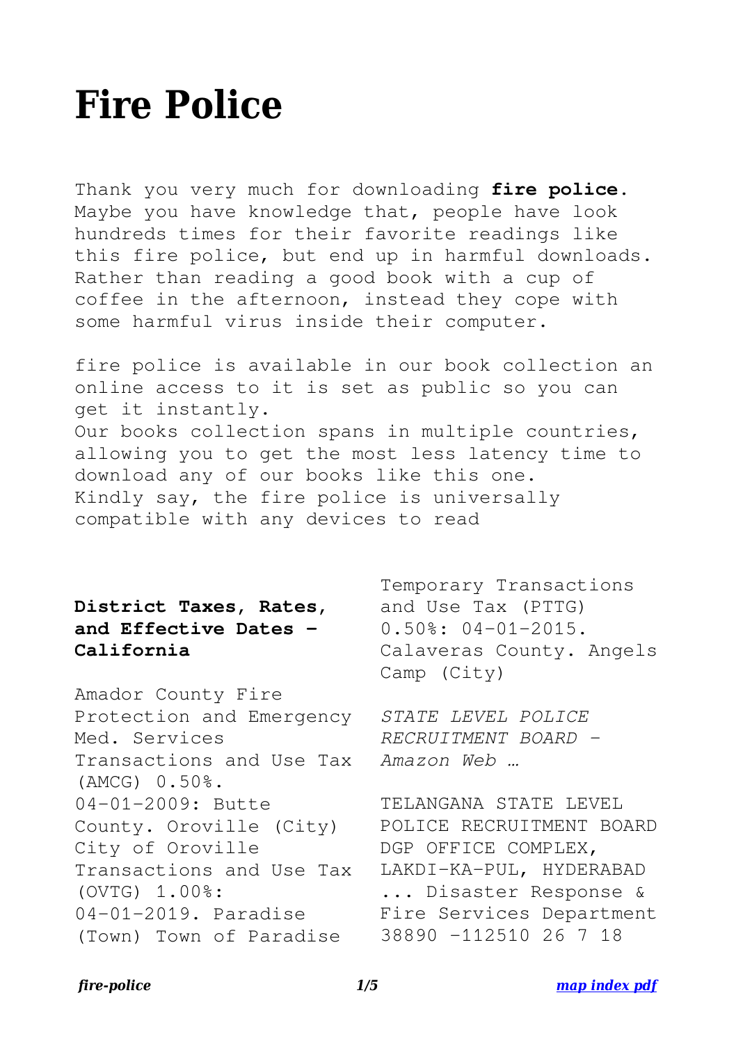# Fire Police

Thank you very much for downloading **fire police**. Maybe you have knowledge that, people have look hundreds times for their favorite readings like this fire police, but end up in harmful downloads. Rather than reading a good book with a cup of coffee in the afternoon, instead they cope with some harmful virus inside their computer.

fire police is available in our book collection an online access to it is set as public so you can get it instantly.
Our books collection spans in multiple countries, allowing you to get the most less latency time to download any of our books like this one.
Kindly say, the fire police is universally compatible with any devices to read

**District Taxes, Rates, and Effective Dates - California**

Amador County Fire Protection and Emergency Med. Services Transactions and Use Tax (AMCG) 0.50%. 04-01-2009: Butte County. Oroville (City) City of Oroville Transactions and Use Tax (OVTG) 1.00%: 04-01-2019. Paradise (Town) Town of Paradise Temporary Transactions and Use Tax (PTTG) 0.50%: 04-01-2015. Calaveras County. Angels Camp (City)

*STATE LEVEL POLICE RECRUITMENT BOARD - Amazon Web …*

TELANGANA STATE LEVEL POLICE RECRUITMENT BOARD DGP OFFICE COMPLEX, LAKDI-KA-PUL, HYDERABAD ... Disaster Response & Fire Services Department 38890 -112510 26 7 18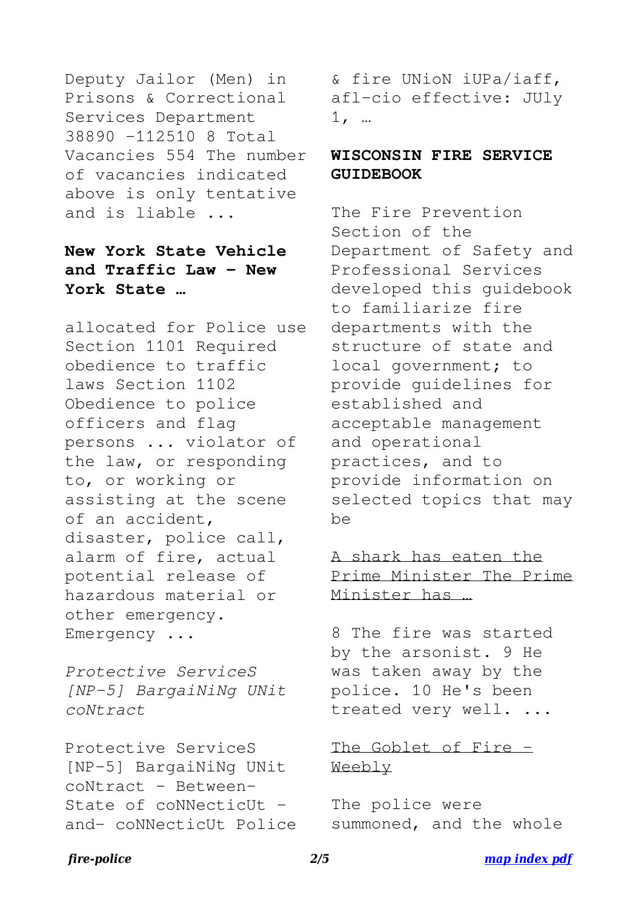Deputy Jailor (Men) in Prisons & Correctional Services Department 38890 -112510 8 Total Vacancies 554 The number of vacancies indicated above is only tentative and is liable ...

**New York State Vehicle and Traffic Law - New York State …**

allocated for Police use Section 1101 Required obedience to traffic laws Section 1102 Obedience to police officers and flag persons ... violator of the law, or responding to, or working or assisting at the scene of an accident, disaster, police call, alarm of fire, actual potential release of hazardous material or other emergency. Emergency ...

*Protective ServiceS [NP-5] BargaiNiNg UNit coNtract*

Protective ServiceS [NP-5] BargaiNiNg UNit coNtract - Between- State of coNNecticUt -and- coNNecticUt Police & fire UNioN iUPa/iaff, afl-cio effective: JUly 1, …

**WISCONSIN FIRE SERVICE GUIDEBOOK**

The Fire Prevention Section of the Department of Safety and Professional Services developed this guidebook to familiarize fire departments with the structure of state and local government; to provide guidelines for established and acceptable management and operational practices, and to provide information on selected topics that may be

A shark has eaten the Prime Minister The Prime Minister has …

8 The fire was started by the arsonist. 9 He was taken away by the police. 10 He's been treated very well. ...

The Goblet of Fire - Weebly

The police were summoned, and the whole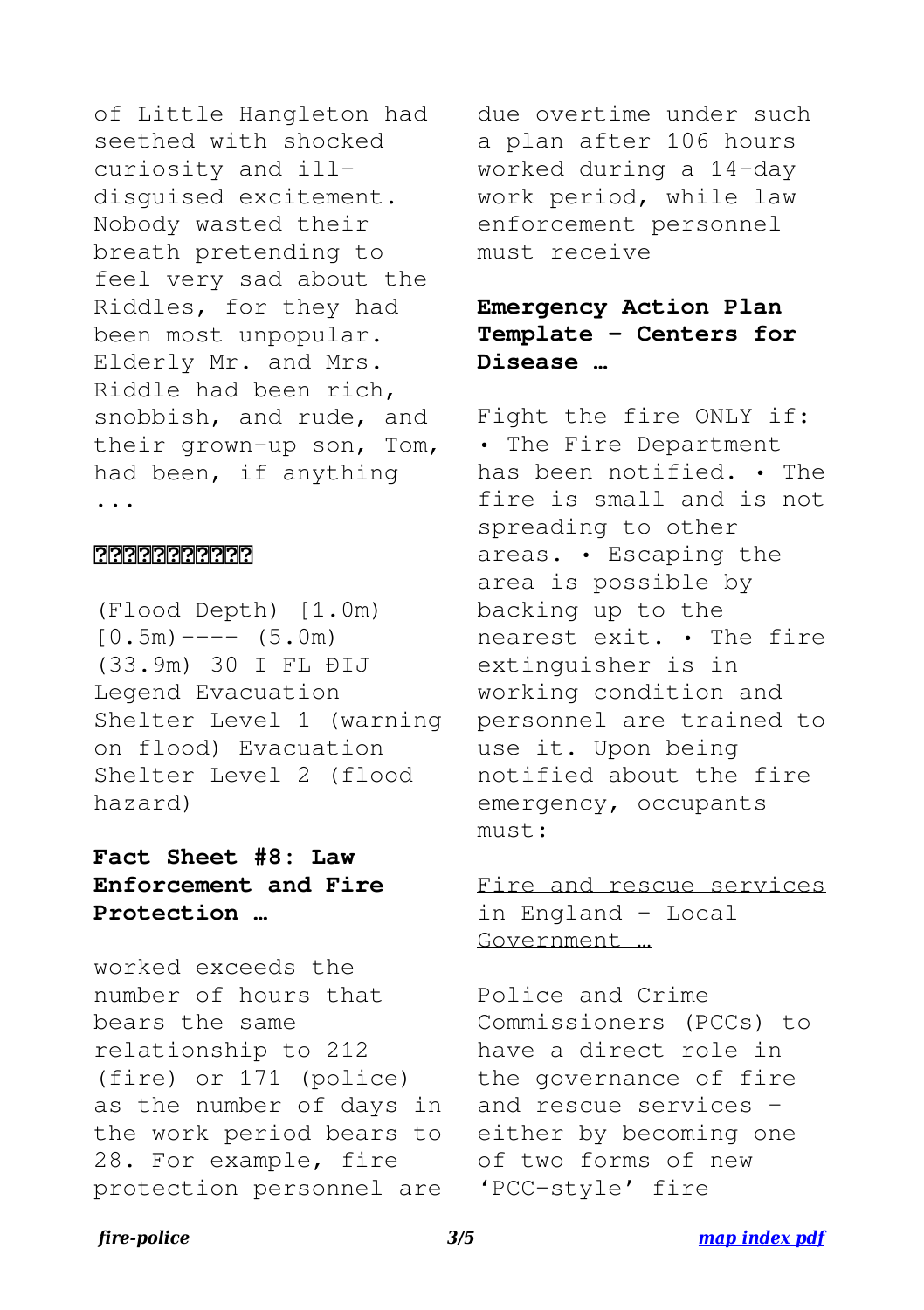of Little Hangleton had seethed with shocked curiosity and ill-disguised excitement. Nobody wasted their breath pretending to feel very sad about the Riddles, for they had been most unpopular. Elderly Mr. and Mrs. Riddle had been rich, snobbish, and rude, and their grown-up son, Tom, had been, if anything ...

**??????????**

(Flood Depth) [1.0m) [0.5m)---- (5.0m) (33.9m) 30 I FL ĐIJ Legend Evacuation Shelter Level 1 (warning on flood) Evacuation Shelter Level 2 (flood hazard)

**Fact Sheet #8: Law Enforcement and Fire Protection …**

worked exceeds the number of hours that bears the same relationship to 212 (fire) or 171 (police) as the number of days in the work period bears to 28. For example, fire protection personnel are due overtime under such a plan after 106 hours worked during a 14-day work period, while law enforcement personnel must receive

**Emergency Action Plan Template - Centers for Disease …**

Fight the fire ONLY if: • The Fire Department has been notified. • The fire is small and is not spreading to other areas. • Escaping the area is possible by backing up to the nearest exit. • The fire extinguisher is in working condition and personnel are trained to use it. Upon being notified about the fire emergency, occupants must:

Fire and rescue services in England - Local Government …

Police and Crime Commissioners (PCCs) to have a direct role in the governance of fire and rescue services – either by becoming one of two forms of new 'PCC-style' fire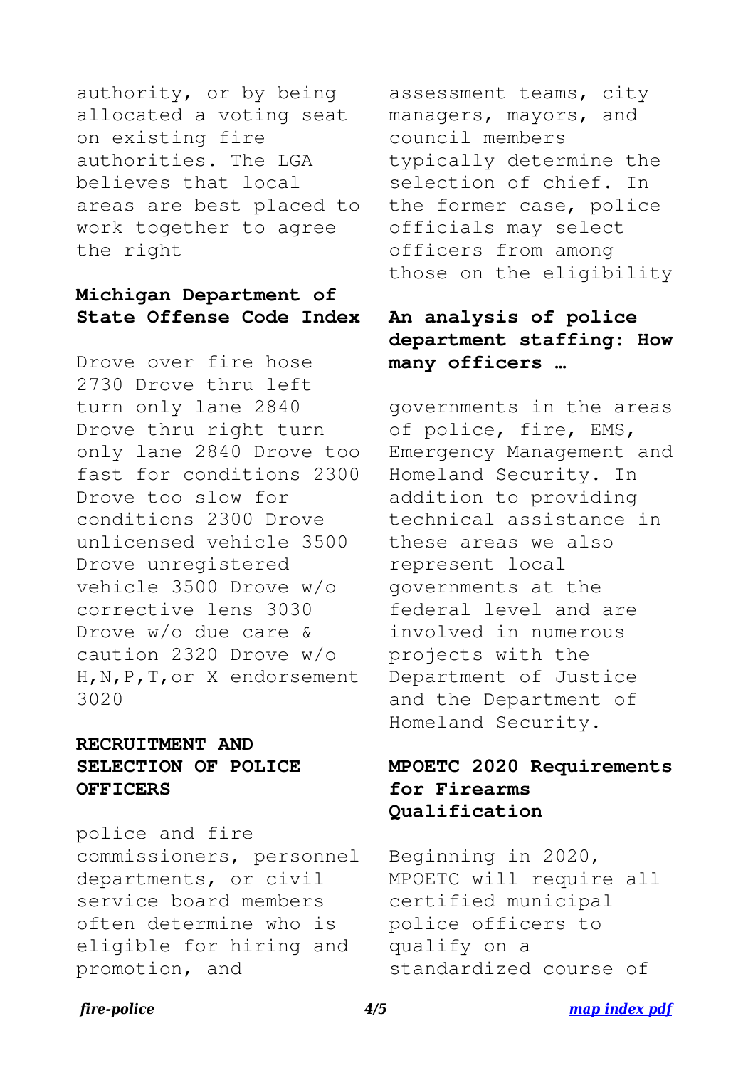authority, or by being allocated a voting seat on existing fire authorities. The LGA believes that local areas are best placed to work together to agree the right

## Michigan Department of State Offense Code Index

Drove over fire hose 2730 Drove thru left turn only lane 2840 Drove thru right turn only lane 2840 Drove too fast for conditions 2300 Drove too slow for conditions 2300 Drove unlicensed vehicle 3500 Drove unregistered vehicle 3500 Drove w/o corrective lens 3030 Drove w/o due care & caution 2320 Drove w/o H,N,P,T,or X endorsement 3020

## RECRUITMENT AND SELECTION OF POLICE OFFICERS

police and fire commissioners, personnel departments, or civil service board members often determine who is eligible for hiring and promotion, and assessment teams, city managers, mayors, and council members typically determine the selection of chief. In the former case, police officials may select officers from among those on the eligibility

## An analysis of police department staffing: How many officers …

governments in the areas of police, fire, EMS, Emergency Management and Homeland Security. In addition to providing technical assistance in these areas we also represent local governments at the federal level and are involved in numerous projects with the Department of Justice and the Department of Homeland Security.

## MPOETC 2020 Requirements for Firearms Qualification

Beginning in 2020, MPOETC will require all certified municipal police officers to qualify on a standardized course of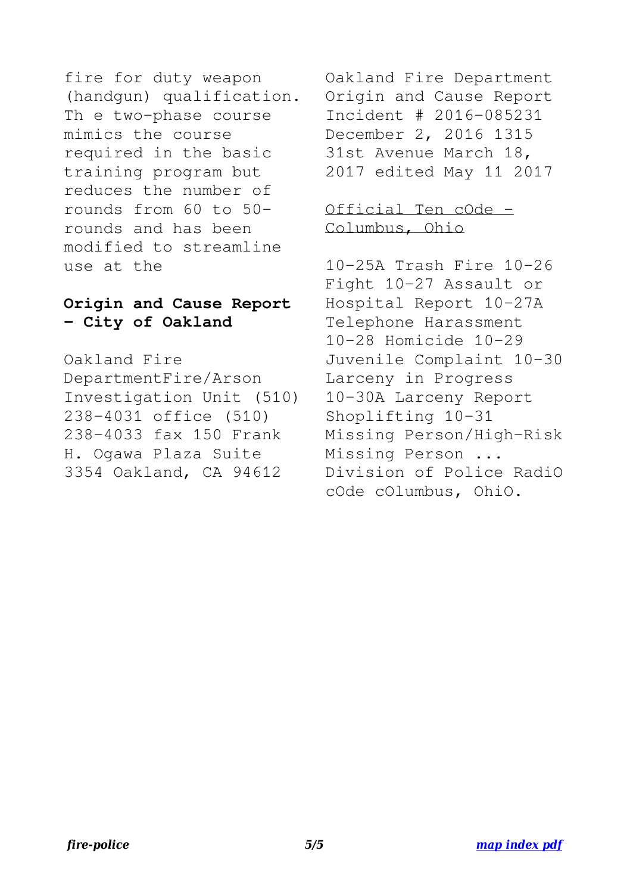fire for duty weapon (handgun) qualification. Th e two-phase course mimics the course required in the basic training program but reduces the number of rounds from 60 to 50-rounds and has been modified to streamline use at the

### Origin and Cause Report - City of Oakland

Oakland Fire DepartmentFire/Arson Investigation Unit (510) 238-4031 office (510) 238-4033 fax 150 Frank H. Ogawa Plaza Suite 3354 Oakland, CA 94612

Oakland Fire Department Origin and Cause Report Incident # 2016-085231 December 2, 2016 1315 31st Avenue March 18, 2017 edited May 11 2017

Official Ten cOde - Columbus, Ohio

10-25A Trash Fire 10-26 Fight 10-27 Assault or Hospital Report 10-27A Telephone Harassment 10-28 Homicide 10-29 Juvenile Complaint 10-30 Larceny in Progress 10-30A Larceny Report Shoplifting 10-31 Missing Person/High-Risk Missing Person ... Division of Police RadiO cOde cOlumbus, OhiO.